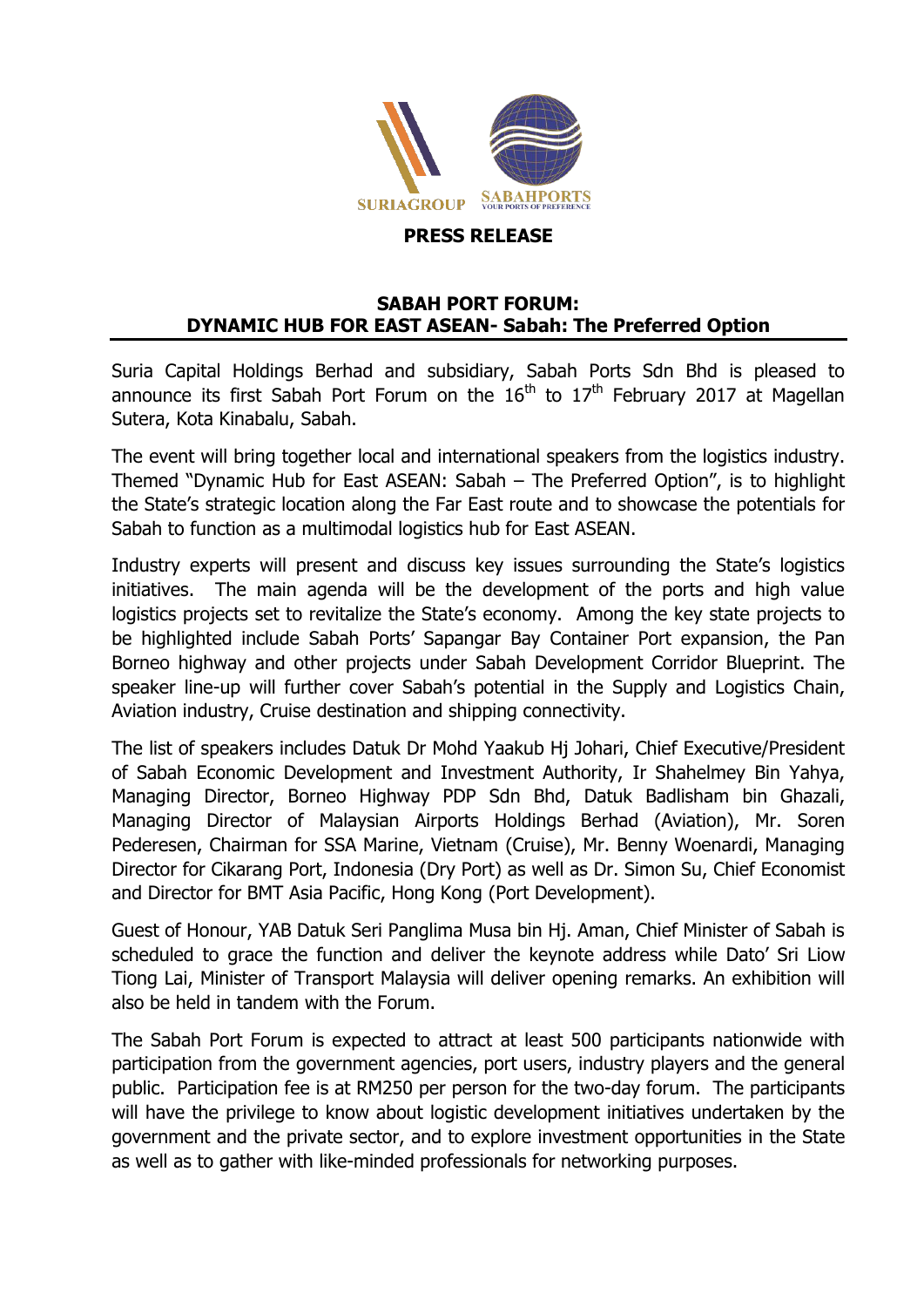SURIAGROUP SABAHPORTS YOUR PORTS OF PREFERENCE

**PRESS RELEASE**

## SABAH PORT FORUM: DYNAMIC HUB FOR EAST ASEAN- Sabah: The Preferred Option

Suria Capital Holdings Berhad and subsidiary, Sabah Ports Sdn Bhd is pleased to announce its first Sabah Port Forum on the 16th to 17th February 2017 at Magellan Sutera, Kota Kinabalu, Sabah.

The event will bring together local and international speakers from the logistics industry. Themed "Dynamic Hub for East ASEAN: Sabah – The Preferred Option", is to highlight the State's strategic location along the Far East route and to showcase the potentials for Sabah to function as a multimodal logistics hub for East ASEAN.

Industry experts will present and discuss key issues surrounding the State's logistics initiatives. The main agenda will be the development of the ports and high value logistics projects set to revitalize the State's economy. Among the key state projects to be highlighted include Sabah Ports' Sapangar Bay Container Port expansion, the Pan Borneo highway and other projects under Sabah Development Corridor Blueprint. The speaker line-up will further cover Sabah's potential in the Supply and Logistics Chain, Aviation industry, Cruise destination and shipping connectivity.

The list of speakers includes Datuk Dr Mohd Yaakub Hj Johari, Chief Executive/President of Sabah Economic Development and Investment Authority, Ir Shahelmey Bin Yahya, Managing Director, Borneo Highway PDP Sdn Bhd, Datuk Badlisham bin Ghazali, Managing Director of Malaysian Airports Holdings Berhad (Aviation), Mr. Soren Pederesen, Chairman for SSA Marine, Vietnam (Cruise), Mr. Benny Woenardi, Managing Director for Cikarang Port, Indonesia (Dry Port) as well as Dr. Simon Su, Chief Economist and Director for BMT Asia Pacific, Hong Kong (Port Development).

Guest of Honour, YAB Datuk Seri Panglima Musa bin Hj. Aman, Chief Minister of Sabah is scheduled to grace the function and deliver the keynote address while Dato' Sri Liow Tiong Lai, Minister of Transport Malaysia will deliver opening remarks. An exhibition will also be held in tandem with the Forum.

The Sabah Port Forum is expected to attract at least 500 participants nationwide with participation from the government agencies, port users, industry players and the general public. Participation fee is at RM250 per person for the two-day forum. The participants will have the privilege to know about logistic development initiatives undertaken by the government and the private sector, and to explore investment opportunities in the State as well as to gather with like-minded professionals for networking purposes.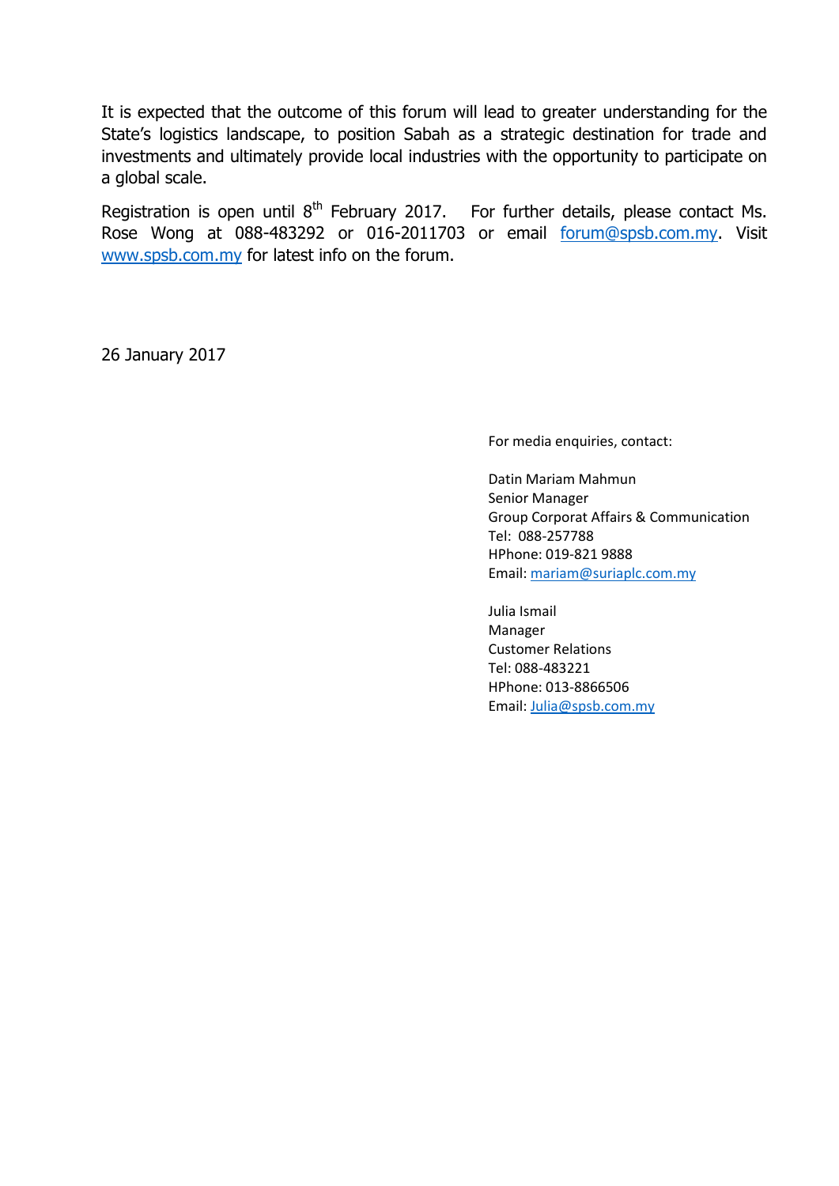It is expected that the outcome of this forum will lead to greater understanding for the State's logistics landscape, to position Sabah as a strategic destination for trade and investments and ultimately provide local industries with the opportunity to participate on a global scale.

Registration is open until 8th February 2017. For further details, please contact Ms. Rose Wong at 088-483292 or 016-2011703 or email forum@spsb.com.my. Visit www.spsb.com.my for latest info on the forum.

26 January 2017

For media enquiries, contact:

Datin Mariam Mahmun
Senior Manager
Group Corporat Affairs & Communication
Tel: 088-257788
HPhone: 019-821 9888
Email: mariam@suriaplc.com.my

Julia Ismail
Manager
Customer Relations
Tel: 088-483221
HPhone: 013-8866506
Email: Julia@spsb.com.my